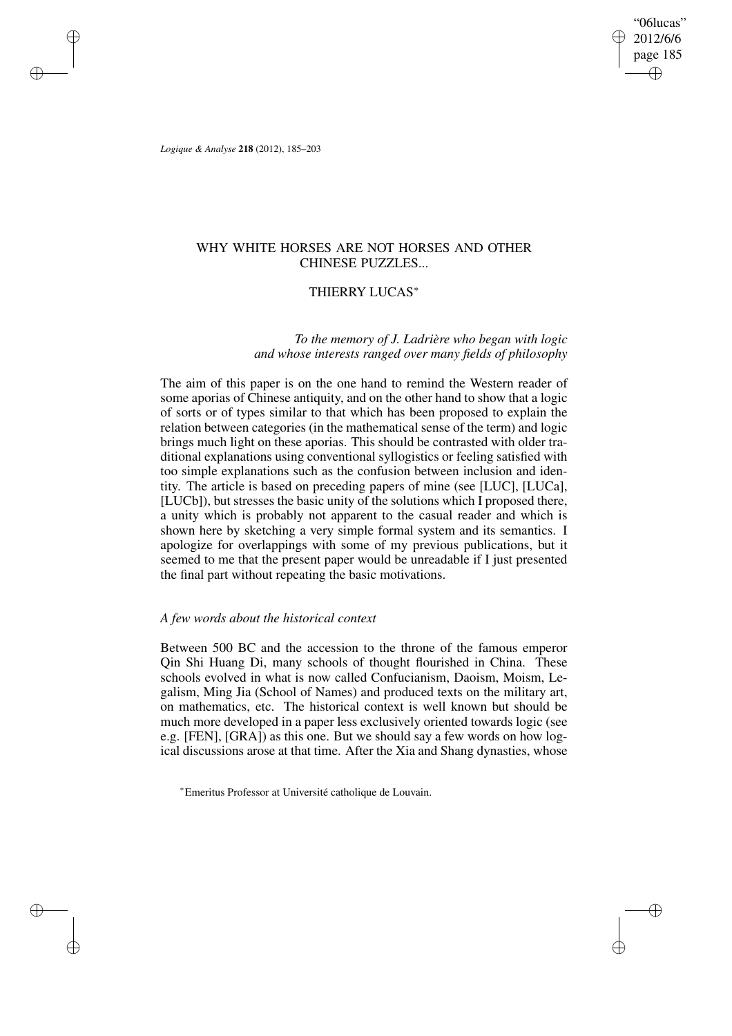# WHY WHITE HORSES ARE NOT HORSES AND OTHER CHINESE PUZZLES...

THIERRY LUCAS*

*To the memory of J. Ladrière who began with logic and whose interests ranged over many fields of philosophy*

The aim of this paper is on the one hand to remind the Western reader of some aporias of Chinese antiquity, and on the other hand to show that a logic of sorts or of types similar to that which has been proposed to explain the relation between categories (in the mathematical sense of the term) and logic brings much light on these aporias. This should be contrasted with older traditional explanations using conventional syllogistics or feeling satisfied with too simple explanations such as the confusion between inclusion and identity. The article is based on preceding papers of mine (see [LUC], [LUCa], [LUCb]), but stresses the basic unity of the solutions which I proposed there, a unity which is probably not apparent to the casual reader and which is shown here by sketching a very simple formal system and its semantics. I apologize for overlappings with some of my previous publications, but it seemed to me that the present paper would be unreadable if I just presented the final part without repeating the basic motivations.

### *A few words about the historical context*

Between 500 BC and the accession to the throne of the famous emperor Qin Shi Huang Di, many schools of thought flourished in China. These schools evolved in what is now called Confucianism, Daoism, Moism, Legalism, Ming Jia (School of Names) and produced texts on the military art, on mathematics, etc. The historical context is well known but should be much more developed in a paper less exclusively oriented towards logic (see e.g. [FEN], [GRA]) as this one. But we should say a few words on how logical discussions arose at that time. After the Xia and Shang dynasties, whose

*Emeritus Professor at Université catholique de Louvain.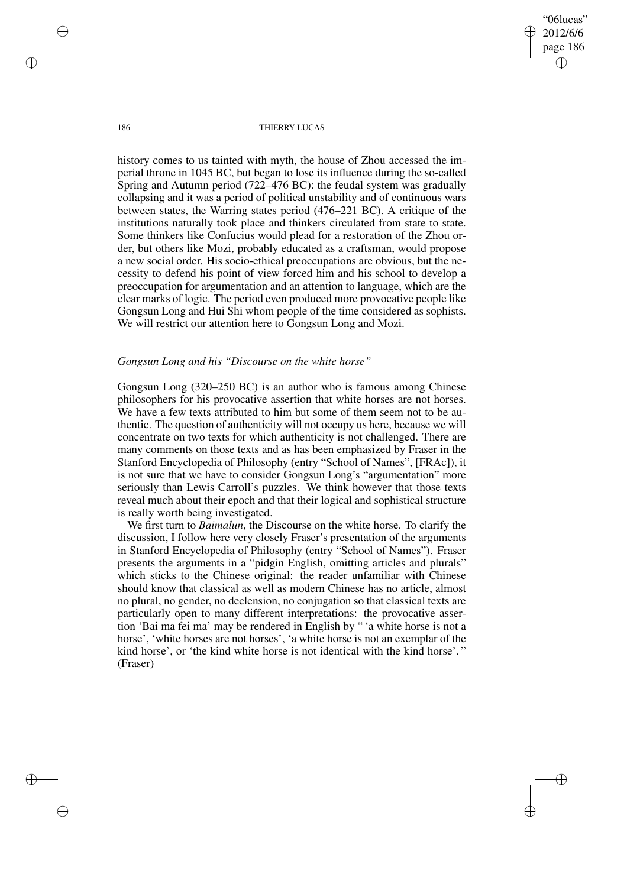history comes to us tainted with myth, the house of Zhou accessed the imperial throne in 1045 BC, but began to lose its influence during the so-called Spring and Autumn period (722–476 BC): the feudal system was gradually collapsing and it was a period of political unstability and of continuous wars between states, the Warring states period (476–221 BC). A critique of the institutions naturally took place and thinkers circulated from state to state. Some thinkers like Confucius would plead for a restoration of the Zhou order, but others like Mozi, probably educated as a craftsman, would propose a new social order. His socio-ethical preoccupations are obvious, but the necessity to defend his point of view forced him and his school to develop a preoccupation for argumentation and an attention to language, which are the clear marks of logic. The period even produced more provocative people like Gongsun Long and Hui Shi whom people of the time considered as sophists. We will restrict our attention here to Gongsun Long and Mozi.

### *Gongsun Long and his "Discourse on the white horse"*

Gongsun Long (320–250 BC) is an author who is famous among Chinese philosophers for his provocative assertion that white horses are not horses. We have a few texts attributed to him but some of them seem not to be authentic. The question of authenticity will not occupy us here, because we will concentrate on two texts for which authenticity is not challenged. There are many comments on those texts and as has been emphasized by Fraser in the Stanford Encyclopedia of Philosophy (entry "School of Names", [FRAc]), it is not sure that we have to consider Gongsun Long's "argumentation" more seriously than Lewis Carroll's puzzles. We think however that those texts reveal much about their epoch and that their logical and sophistical structure is really worth being investigated.

We first turn to *Baimalun*, the Discourse on the white horse. To clarify the discussion, I follow here very closely Fraser's presentation of the arguments in Stanford Encyclopedia of Philosophy (entry "School of Names"). Fraser presents the arguments in a "pidgin English, omitting articles and plurals" which sticks to the Chinese original: the reader unfamiliar with Chinese should know that classical as well as modern Chinese has no article, almost no plural, no gender, no declension, no conjugation so that classical texts are particularly open to many different interpretations: the provocative assertion 'Bai ma fei ma' may be rendered in English by " 'a white horse is not a horse', 'white horses are not horses', 'a white horse is not an exemplar of the kind horse', or 'the kind white horse is not identical with the kind horse'. " (Fraser)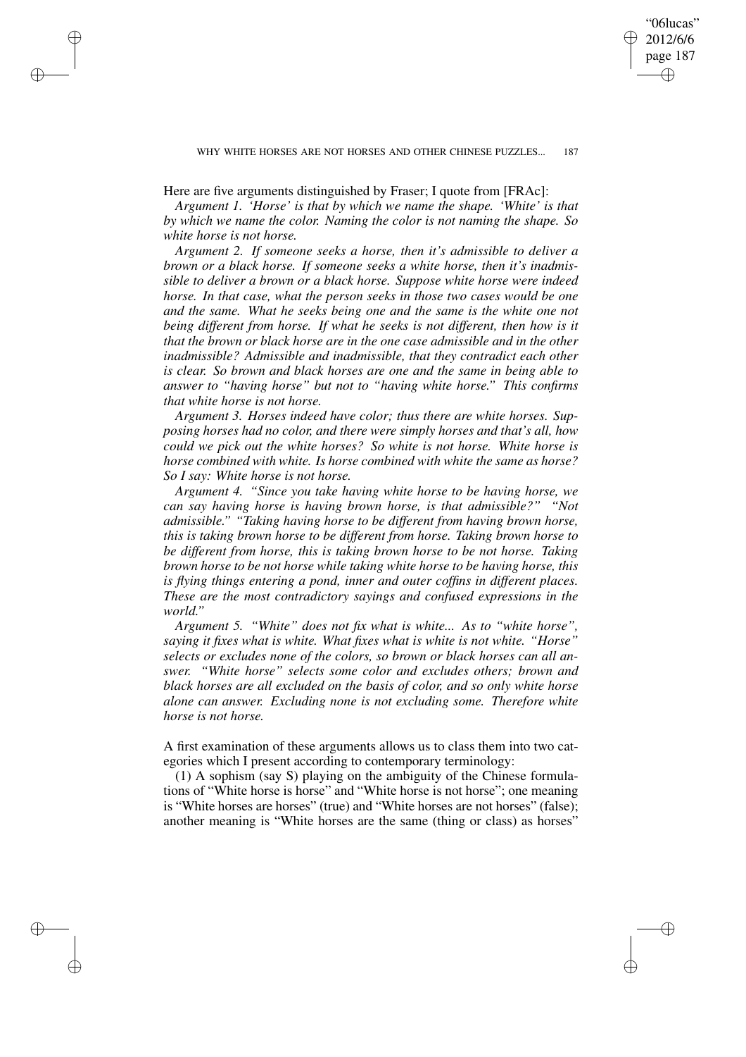Here are five arguments distinguished by Fraser; I quote from [FRAc]:

*Argument 1. 'Horse' is that by which we name the shape. 'White' is that by which we name the color. Naming the color is not naming the shape. So white horse is not horse.*

*Argument 2. If someone seeks a horse, then it's admissible to deliver a brown or a black horse. If someone seeks a white horse, then it's inadmissible to deliver a brown or a black horse. Suppose white horse were indeed horse. In that case, what the person seeks in those two cases would be one and the same. What he seeks being one and the same is the white one not being different from horse. If what he seeks is not different, then how is it that the brown or black horse are in the one case admissible and in the other inadmissible? Admissible and inadmissible, that they contradict each other is clear. So brown and black horses are one and the same in being able to answer to "having horse" but not to "having white horse." This confirms that white horse is not horse.*

*Argument 3. Horses indeed have color; thus there are white horses. Supposing horses had no color, and there were simply horses and that's all, how could we pick out the white horses? So white is not horse. White horse is horse combined with white. Is horse combined with white the same as horse? So I say: White horse is not horse.*

*Argument 4. "Since you take having white horse to be having horse, we can say having horse is having brown horse, is that admissible?" "Not admissible." "Taking having horse to be different from having brown horse, this is taking brown horse to be different from horse. Taking brown horse to be different from horse, this is taking brown horse to be not horse. Taking brown horse to be not horse while taking white horse to be having horse, this is flying things entering a pond, inner and outer coffins in different places. These are the most contradictory sayings and confused expressions in the world."*

*Argument 5. "White" does not fix what is white... As to "white horse", saying it fixes what is white. What fixes what is white is not white. "Horse" selects or excludes none of the colors, so brown or black horses can all answer. "White horse" selects some color and excludes others; brown and black horses are all excluded on the basis of color, and so only white horse alone can answer. Excluding none is not excluding some. Therefore white horse is not horse.*

A first examination of these arguments allows us to class them into two categories which I present according to contemporary terminology:

(1) A sophism (say S) playing on the ambiguity of the Chinese formulations of "White horse is horse" and "White horse is not horse"; one meaning is "White horses are horses" (true) and "White horses are not horses" (false); another meaning is "White horses are the same (thing or class) as horses"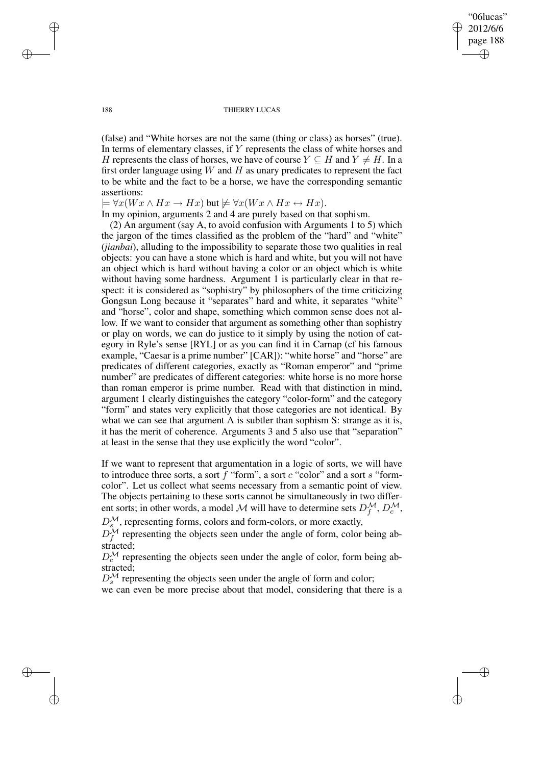(false) and "White horses are not the same (thing or class) as horses" (true). In terms of elementary classes, if $Y$ represents the class of white horses and $H$ represents the class of horses, we have of course $Y \subseteq H$ and $Y \neq H$. In a first order language using $W$ and $H$ as unary predicates to represent the fact to be white and the fact to be a horse, we have the corresponding semantic assertions:

$\models \forall x(Wx \wedge Hx \rightarrow Hx)$ but $\not\models \forall x(Wx \wedge Hx \leftrightarrow Hx)$.

In my opinion, arguments 2 and 4 are purely based on that sophism.

(2) An argument (say A, to avoid confusion with Arguments 1 to 5) which the jargon of the times classified as the problem of the "hard" and "white" (*jianbai*), alluding to the impossibility to separate those two qualities in real objects: you can have a stone which is hard and white, but you will not have an object which is hard without having a color or an object which is white without having some hardness. Argument 1 is particularly clear in that respect: it is considered as "sophistry" by philosophers of the time criticizing Gongsun Long because it "separates" hard and white, it separates "white" and "horse", color and shape, something which common sense does not allow. If we want to consider that argument as something other than sophistry or play on words, we can do justice to it simply by using the notion of category in Ryle's sense [RYL] or as you can find it in Carnap (cf his famous example, "Caesar is a prime number" [CAR]): "white horse" and "horse" are predicates of different categories, exactly as "Roman emperor" and "prime number" are predicates of different categories: white horse is no more horse than roman emperor is prime number. Read with that distinction in mind, argument 1 clearly distinguishes the category "color-form" and the category "form" and states very explicitly that those categories are not identical. By what we can see that argument A is subtler than sophism S: strange as it is, it has the merit of coherence. Arguments 3 and 5 also use that "separation" at least in the sense that they use explicitly the word "color".

If we want to represent that argumentation in a logic of sorts, we will have to introduce three sorts, a sort $f$ "form", a sort $c$ "color" and a sort $s$ "form-color". Let us collect what seems necessary from a semantic point of view. The objects pertaining to these sorts cannot be simultaneously in two different sorts; in other words, a model $\mathcal{M}$ will have to determine sets $D_f^{\mathcal{M}}$, $D_c^{\mathcal{M}}$, $D_s^{\mathcal{M}}$, representing forms, colors and form-colors, or more exactly,

$D_f^{\mathcal{M}}$ representing the objects seen under the angle of form, color being abstracted;

$D_c^{\mathcal{M}}$ representing the objects seen under the angle of color, form being abstracted;

$D_s^{\mathcal{M}}$ representing the objects seen under the angle of form and color;

we can even be more precise about that model, considering that there is a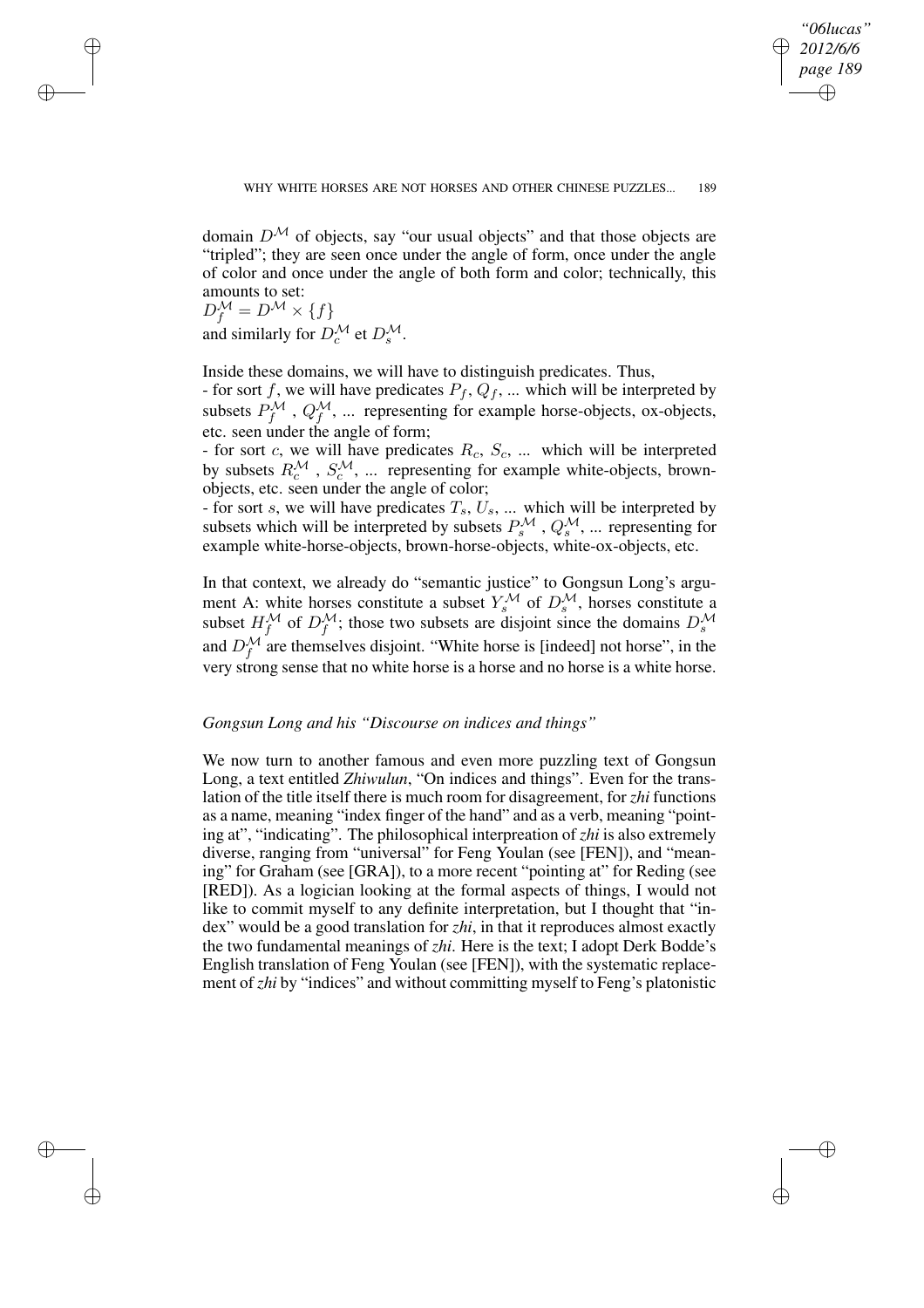domain $D^{\mathcal{M}}$ of objects, say "our usual objects" and that those objects are "tripled"; they are seen once under the angle of form, once under the angle of color and once under the angle of both form and color; technically, this amounts to set:
$D_f^{\mathcal{M}} = D^{\mathcal{M}} \times \{f\}$
and similarly for $D_c^{\mathcal{M}}$ et $D_s^{\mathcal{M}}$.

Inside these domains, we will have to distinguish predicates. Thus,
- for sort $f$, we will have predicates $P_f$, $Q_f$, ... which will be interpreted by subsets $P_f^{\mathcal{M}}$ , $Q_f^{\mathcal{M}}$, ... representing for example horse-objects, ox-objects, etc. seen under the angle of form;
- for sort $c$, we will have predicates $R_c$, $S_c$, ... which will be interpreted by subsets $R_c^{\mathcal{M}}$ , $S_c^{\mathcal{M}}$, ... representing for example white-objects, brown-objects, etc. seen under the angle of color;
- for sort $s$, we will have predicates $T_s$, $U_s$, ... which will be interpreted by subsets which will be interpreted by subsets $P_s^{\mathcal{M}}$ , $Q_s^{\mathcal{M}}$, ... representing for example white-horse-objects, brown-horse-objects, white-ox-objects, etc.

In that context, we already do "semantic justice" to Gongsun Long's argument A: white horses constitute a subset $Y_s^{\mathcal{M}}$ of $D_s^{\mathcal{M}}$, horses constitute a subset $H_f^{\mathcal{M}}$ of $D_f^{\mathcal{M}}$; those two subsets are disjoint since the domains $D_s^{\mathcal{M}}$ and $D_f^{\mathcal{M}}$ are themselves disjoint. "White horse is [indeed] not horse", in the very strong sense that no white horse is a horse and no horse is a white horse.

*Gongsun Long and his "Discourse on indices and things"*

We now turn to another famous and even more puzzling text of Gongsun Long, a text entitled *Zhiwulun*, "On indices and things". Even for the translation of the title itself there is much room for disagreement, for *zhi* functions as a name, meaning "index finger of the hand" and as a verb, meaning "pointing at", "indicating". The philosophical interpreation of *zhi* is also extremely diverse, ranging from "universal" for Feng Youlan (see [FEN]), and "meaning" for Graham (see [GRA]), to a more recent "pointing at" for Reding (see [RED]). As a logician looking at the formal aspects of things, I would not like to commit myself to any definite interpretation, but I thought that "index" would be a good translation for *zhi*, in that it reproduces almost exactly the two fundamental meanings of *zhi*. Here is the text; I adopt Derk Bodde's English translation of Feng Youlan (see [FEN]), with the systematic replacement of *zhi* by "indices" and without committing myself to Feng's platonistic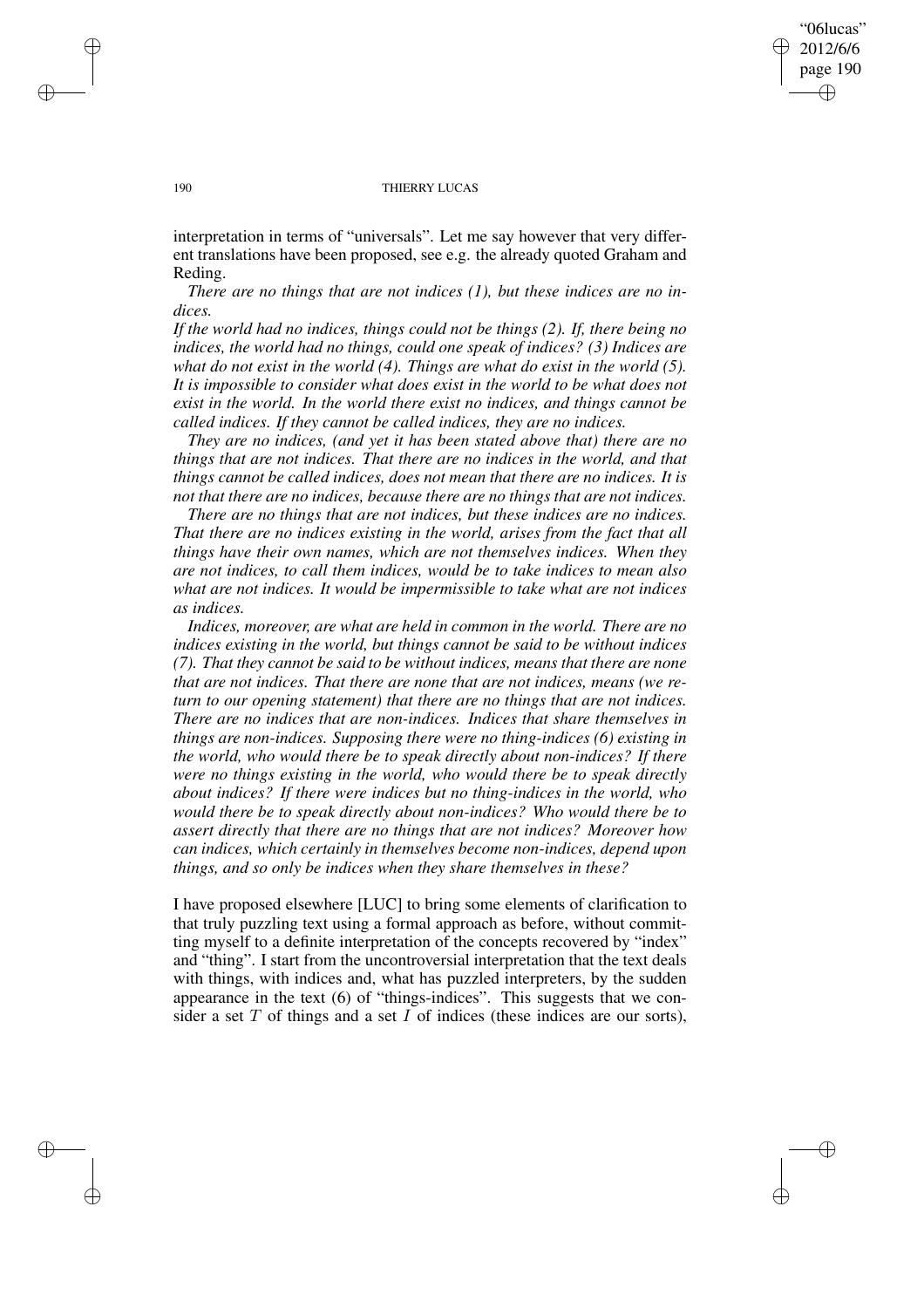interpretation in terms of "universals". Let me say however that very different translations have been proposed, see e.g. the already quoted Graham and Reding.

*There are no things that are not indices (1), but these indices are no indices.*

*If the world had no indices, things could not be things (2). If, there being no indices, the world had no things, could one speak of indices? (3) Indices are what do not exist in the world (4). Things are what do exist in the world (5). It is impossible to consider what does exist in the world to be what does not exist in the world. In the world there exist no indices, and things cannot be called indices. If they cannot be called indices, they are no indices.*

*They are no indices, (and yet it has been stated above that) there are no things that are not indices. That there are no indices in the world, and that things cannot be called indices, does not mean that there are no indices. It is not that there are no indices, because there are no things that are not indices.*

*There are no things that are not indices, but these indices are no indices. That there are no indices existing in the world, arises from the fact that all things have their own names, which are not themselves indices. When they are not indices, to call them indices, would be to take indices to mean also what are not indices. It would be impermissible to take what are not indices as indices.*

*Indices, moreover, are what are held in common in the world. There are no indices existing in the world, but things cannot be said to be without indices (7). That they cannot be said to be without indices, means that there are none that are not indices. That there are none that are not indices, means (we return to our opening statement) that there are no things that are not indices. There are no indices that are non-indices. Indices that share themselves in things are non-indices. Supposing there were no thing-indices (6) existing in the world, who would there be to speak directly about non-indices? If there were no things existing in the world, who would there be to speak directly about indices? If there were indices but no thing-indices in the world, who would there be to speak directly about non-indices? Who would there be to assert directly that there are no things that are not indices? Moreover how can indices, which certainly in themselves become non-indices, depend upon things, and so only be indices when they share themselves in these?*

I have proposed elsewhere [LUC] to bring some elements of clarification to that truly puzzling text using a formal approach as before, without committing myself to a definite interpretation of the concepts recovered by "index" and "thing". I start from the uncontroversial interpretation that the text deals with things, with indices and, what has puzzled interpreters, by the sudden appearance in the text (6) of "things-indices". This suggests that we consider a set $T$ of things and a set $I$ of indices (these indices are our sorts),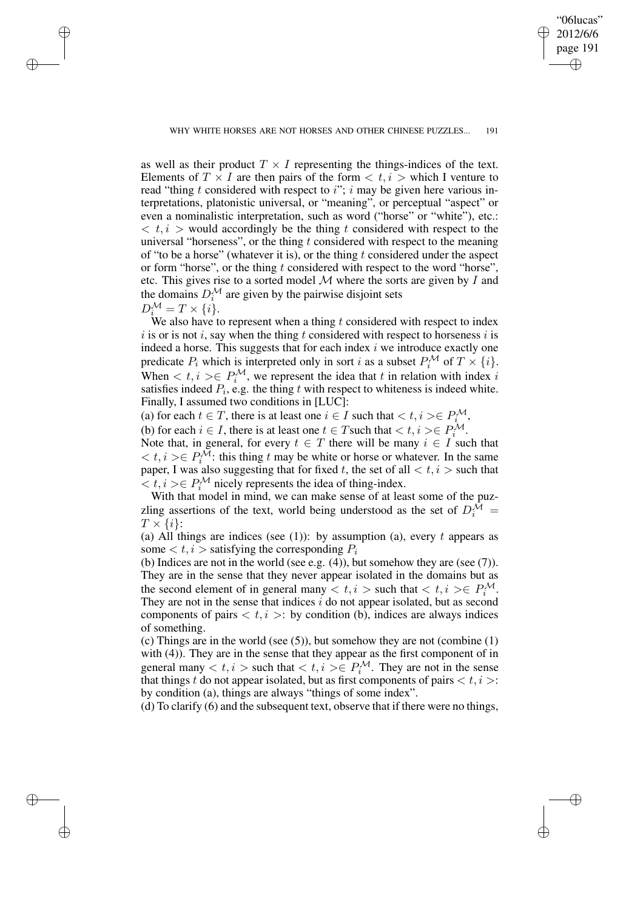as well as their product $T \times I$ representing the things-indices of the text. Elements of $T \times I$ are then pairs of the form $< t, i >$ which I venture to read "thing $t$ considered with respect to $i$"; $i$ may be given here various interpretations, platonistic universal, or "meaning", or perceptual "aspect" or even a nominalistic interpretation, such as word ("horse" or "white"), etc.: $< t, i >$ would accordingly be the thing $t$ considered with respect to the universal "horseness", or the thing $t$ considered with respect to the meaning of "to be a horse" (whatever it is), or the thing $t$ considered under the aspect or form "horse", or the thing $t$ considered with respect to the word "horse", etc. This gives rise to a sorted model $\mathcal{M}$ where the sorts are given by $I$ and the domains $D_i^{\mathcal{M}}$ are given by the pairwise disjoint sets
$D_i^{\mathcal{M}} = T \times \{i\}$.

We also have to represent when a thing $t$ considered with respect to index $i$ is or is not $i$, say when the thing $t$ considered with respect to horseness $i$ is indeed a horse. This suggests that for each index $i$ we introduce exactly one predicate $P_i$ which is interpreted only in sort $i$ as a subset $P_i^{\mathcal{M}}$ of $T \times \{i\}$. When $< t, i > \in P_i^{\mathcal{M}}$, we represent the idea that $t$ in relation with index $i$ satisfies indeed $P_i$, e.g. the thing $t$ with respect to whiteness is indeed white. Finally, I assumed two conditions in [LUC]:

(a) for each $t \in T$, there is at least one $i \in I$ such that $< t, i > \in P_i^{\mathcal{M}}$,

(b) for each $i \in I$, there is at least one $t \in T$ such that $< t, i > \in P_i^{\mathcal{M}}$.

Note that, in general, for every $t \in T$ there will be many $i \in I$ such that $< t, i > \in P_i^{\mathcal{M}}$: this thing $t$ may be white or horse or whatever. In the same paper, I was also suggesting that for fixed $t$, the set of all $< t, i >$ such that $< t, i > \in P_i^{\mathcal{M}}$ nicely represents the idea of thing-index.

With that model in mind, we can make sense of at least some of the puzzling assertions of the text, world being understood as the set of $D_i^{\mathcal{M}} = T \times \{i\}$:

(a) All things are indices (see (1)): by assumption (a), every $t$ appears as some $< t, i >$ satisfying the corresponding $P_i$

(b) Indices are not in the world (see e.g. (4)), but somehow they are (see (7)). They are in the sense that they never appear isolated in the domains but as the second element of in general many $< t, i >$ such that $< t, i > \in P_i^{\mathcal{M}}$. They are not in the sense that indices $i$ do not appear isolated, but as second components of pairs $< t, i >$: by condition (b), indices are always indices of something.

(c) Things are in the world (see (5)), but somehow they are not (combine (1) with (4)). They are in the sense that they appear as the first component of in general many $< t, i >$ such that $< t, i > \in P_i^{\mathcal{M}}$. They are not in the sense that things $t$ do not appear isolated, but as first components of pairs $< t, i >$: by condition (a), things are always "things of some index".

(d) To clarify (6) and the subsequent text, observe that if there were no things,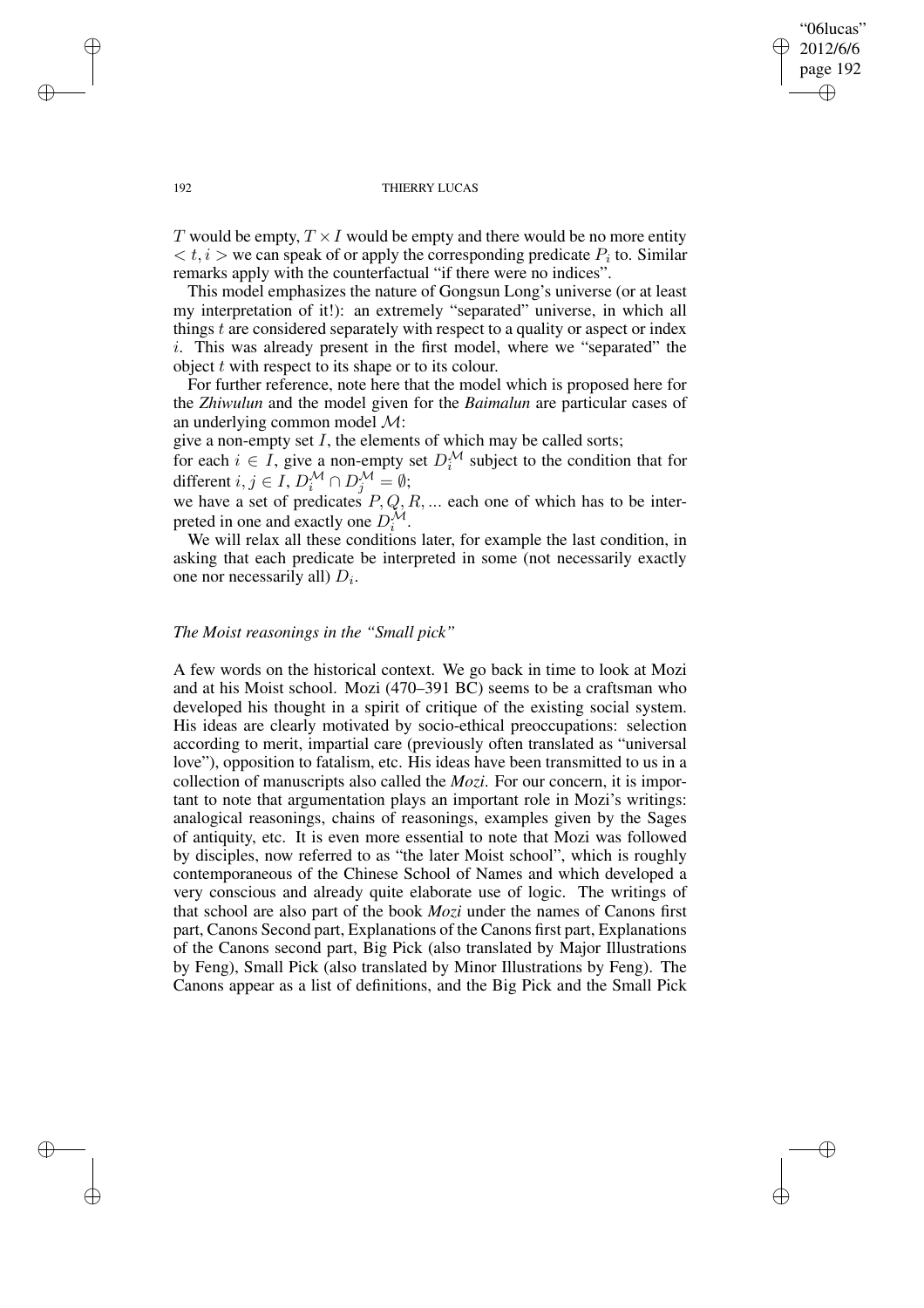$T$ would be empty, $T \times I$ would be empty and there would be no more entity $< t, i >$ we can speak of or apply the corresponding predicate $P_i$ to. Similar remarks apply with the counterfactual "if there were no indices".

This model emphasizes the nature of Gongsun Long's universe (or at least my interpretation of it!): an extremely "separated" universe, in which all things $t$ are considered separately with respect to a quality or aspect or index $i$. This was already present in the first model, where we "separated" the object $t$ with respect to its shape or to its colour.

For further reference, note here that the model which is proposed here for the *Zhiwulun* and the model given for the *Baimalun* are particular cases of an underlying common model $\mathcal{M}$:

give a non-empty set $I$, the elements of which may be called sorts;

for each $i \in I$, give a non-empty set $D_i^{\mathcal{M}}$ subject to the condition that for different $i, j \in I$, $D_i^{\mathcal{M}} \cap D_j^{\mathcal{M}} = \emptyset$;

we have a set of predicates $P, Q, R, ...$ each one of which has to be interpreted in one and exactly one $D_i^{\mathcal{M}}$.

We will relax all these conditions later, for example the last condition, in asking that each predicate be interpreted in some (not necessarily exactly one nor necessarily all) $D_i$.

### *The Moist reasonings in the "Small pick"*

A few words on the historical context. We go back in time to look at Mozi and at his Moist school. Mozi (470–391 BC) seems to be a craftsman who developed his thought in a spirit of critique of the existing social system. His ideas are clearly motivated by socio-ethical preoccupations: selection according to merit, impartial care (previously often translated as "universal love"), opposition to fatalism, etc. His ideas have been transmitted to us in a collection of manuscripts also called the *Mozi*. For our concern, it is important to note that argumentation plays an important role in Mozi's writings: analogical reasonings, chains of reasonings, examples given by the Sages of antiquity, etc. It is even more essential to note that Mozi was followed by disciples, now referred to as "the later Moist school", which is roughly contemporaneous of the Chinese School of Names and which developed a very conscious and already quite elaborate use of logic. The writings of that school are also part of the book *Mozi* under the names of Canons first part, Canons Second part, Explanations of the Canons first part, Explanations of the Canons second part, Big Pick (also translated by Major Illustrations by Feng), Small Pick (also translated by Minor Illustrations by Feng). The Canons appear as a list of definitions, and the Big Pick and the Small Pick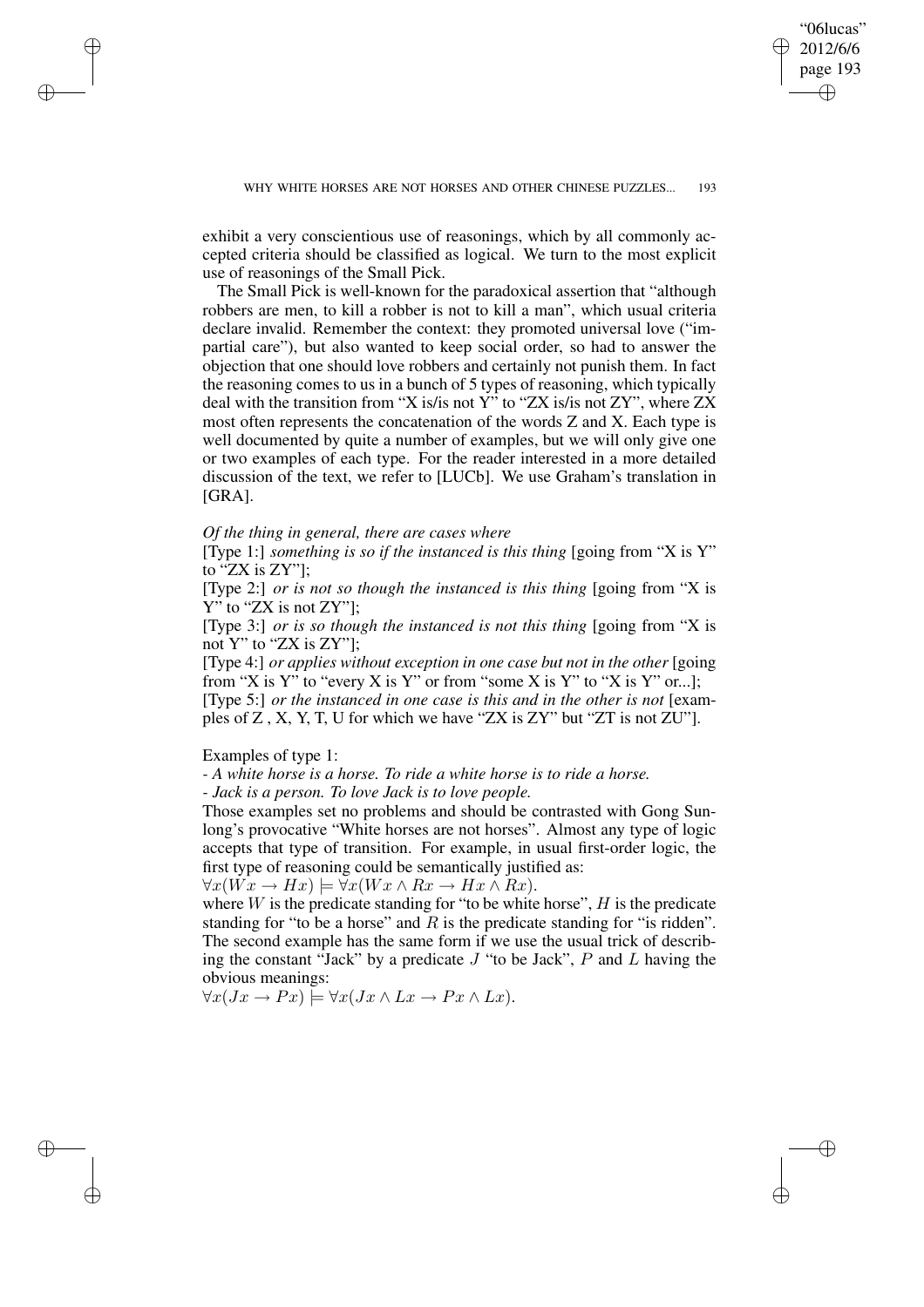exhibit a very conscientious use of reasonings, which by all commonly accepted criteria should be classified as logical. We turn to the most explicit use of reasonings of the Small Pick.

The Small Pick is well-known for the paradoxical assertion that "although robbers are men, to kill a robber is not to kill a man", which usual criteria declare invalid. Remember the context: they promoted universal love ("impartial care"), but also wanted to keep social order, so had to answer the objection that one should love robbers and certainly not punish them. In fact the reasoning comes to us in a bunch of 5 types of reasoning, which typically deal with the transition from "X is/is not Y" to "ZX is/is not ZY", where ZX most often represents the concatenation of the words Z and X. Each type is well documented by quite a number of examples, but we will only give one or two examples of each type. For the reader interested in a more detailed discussion of the text, we refer to [LUCb]. We use Graham's translation in [GRA].

*Of the thing in general, there are cases where*

[Type 1:] *something is so if the instanced is this thing* [going from "X is Y" to "ZX is ZY"];

[Type 2:] *or is not so though the instanced is this thing* [going from "X is Y" to "ZX is not ZY"];

[Type 3:] *or is so though the instanced is not this thing* [going from "X is not Y" to "ZX is ZY"];

[Type 4:] *or applies without exception in one case but not in the other* [going from "X is Y" to "every X is Y" or from "some X is Y" to "X is Y" or...];

[Type 5:] *or the instanced in one case is this and in the other is not* [examples of Z , X, Y, T, U for which we have "ZX is ZY" but "ZT is not ZU"].

Examples of type 1:

- *A white horse is a horse. To ride a white horse is to ride a horse.*
- *Jack is a person. To love Jack is to love people.*

Those examples set no problems and should be contrasted with Gong Sunlong's provocative "White horses are not horses". Almost any type of logic accepts that type of transition. For example, in usual first-order logic, the first type of reasoning could be semantically justified as:

$\forall x(Wx \rightarrow Hx) \models \forall x(Wx \wedge Rx \rightarrow Hx \wedge Rx)$.

where $W$ is the predicate standing for "to be white horse", $H$ is the predicate standing for "to be a horse" and $R$ is the predicate standing for "is ridden". The second example has the same form if we use the usual trick of describing the constant "Jack" by a predicate $J$ "to be Jack", $P$ and $L$ having the obvious meanings:

$\forall x(Jx \rightarrow Px) \models \forall x(Jx \wedge Lx \rightarrow Px \wedge Lx)$.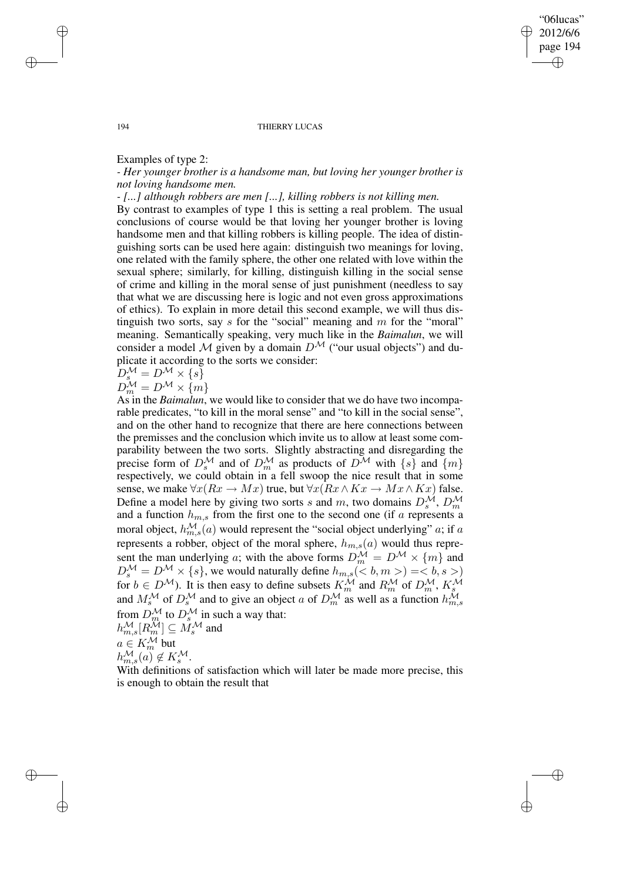Examples of type 2:

- *Her younger brother is a handsome man, but loving her younger brother is not loving handsome men.*

- *[...] although robbers are men [...], killing robbers is not killing men.*

By contrast to examples of type 1 this is setting a real problem. The usual conclusions of course would be that loving her younger brother is loving handsome men and that killing robbers is killing people. The idea of distinguishing sorts can be used here again: distinguish two meanings for loving, one related with the family sphere, the other one related with love within the sexual sphere; similarly, for killing, distinguish killing in the social sense of crime and killing in the moral sense of just punishment (needless to say that what we are discussing here is logic and not even gross approximations of ethics). To explain in more detail this second example, we will thus distinguish two sorts, say $s$ for the "social" meaning and $m$ for the "moral" meaning. Semantically speaking, very much like in the *Baimalun*, we will consider a model $\mathcal{M}$ given by a domain $D^{\mathcal{M}}$ ("our usual objects") and duplicate it according to the sorts we consider:

$D_s^{\mathcal{M}} = D^{\mathcal{M}} \times \{s\}$

$D_m^{\mathcal{M}} = D^{\mathcal{M}} \times \{m\}$

As in the *Baimalun*, we would like to consider that we do have two incomparable predicates, "to kill in the moral sense" and "to kill in the social sense", and on the other hand to recognize that there are here connections between the premisses and the conclusion which invite us to allow at least some comparability between the two sorts. Slightly abstracting and disregarding the precise form of $D_s^{\mathcal{M}}$ and of $D_m^{\mathcal{M}}$ as products of $D^{\mathcal{M}}$ with $\{s\}$ and $\{m\}$ respectively, we could obtain in a fell swoop the nice result that in some sense, we make $\forall x(Rx \rightarrow Mx)$ true, but $\forall x(Rx \wedge Kx \rightarrow Mx \wedge Kx)$ false. Define a model here by giving two sorts $s$ and $m$, two domains $D_s^{\mathcal{M}}$, $D_m^{\mathcal{M}}$ and a function $h_{m,s}$ from the first one to the second one (if $a$ represents a moral object, $h_{m,s}^{\mathcal{M}}(a)$ would represent the "social object underlying" $a$; if $a$ represents a robber, object of the moral sphere, $h_{m,s}(a)$ would thus represent the man underlying $a$; with the above forms $D_m^{\mathcal{M}} = D^{\mathcal{M}} \times \{m\}$ and $D_s^{\mathcal{M}} = D^{\mathcal{M}} \times \{s\}$, we would naturally define $h_{m,s}(< b, m >) =< b, s >)$ for $b \in D^{\mathcal{M}}$). It is then easy to define subsets $K_m^{\mathcal{M}}$ and $R_m^{\mathcal{M}}$ of $D_m^{\mathcal{M}}$, $K_s^{\mathcal{M}}$ and $M_s^{\mathcal{M}}$ of $D_s^{\mathcal{M}}$ and to give an object $a$ of $D_m^{\mathcal{M}}$ as well as a function $h_{m,s}^{\mathcal{M}}$ from $D_m^{\mathcal{M}}$ to $D_s^{\mathcal{M}}$ in such a way that:

$h_{m,s}^{\mathcal{M}}[R_m^{\mathcal{M}}] \subseteq M_s^{\mathcal{M}}$ and

$a \in K_m^{\mathcal{M}}$ but

$h_{m,s}^{\mathcal{M}}(a) \notin K_s^{\mathcal{M}}$.

With definitions of satisfaction which will later be made more precise, this is enough to obtain the result that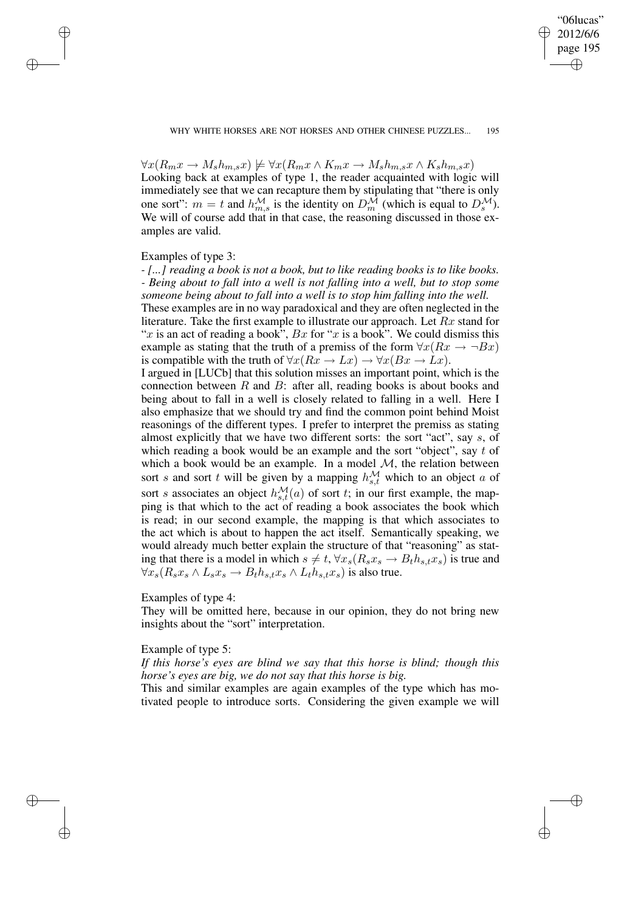$\forall x(R_m x \rightarrow M_s h_{m,s} x) \not\models \forall x(R_m x \wedge K_m x \rightarrow M_s h_{m,s} x \wedge K_s h_{m,s} x)$
Looking back at examples of type 1, the reader acquainted with logic will immediately see that we can recapture them by stipulating that "there is only one sort": $m = t$ and $h^{\mathcal{M}}_{m,s}$ is the identity on $D^{\mathcal{M}}_m$ (which is equal to $D^{\mathcal{M}}_s$). We will of course add that in that case, the reasoning discussed in those examples are valid.

Examples of type 3:

- *[...] reading a book is not a book, but to like reading books is to like books.*
- *Being about to fall into a well is not falling into a well, but to stop some someone being about to fall into a well is to stop him falling into the well.*

These examples are in no way paradoxical and they are often neglected in the literature. Take the first example to illustrate our approach. Let $Rx$ stand for "$x$ is an act of reading a book", $Bx$ for "$x$ is a book". We could dismiss this example as stating that the truth of a premiss of the form $\forall x(Rx \rightarrow \neg Bx)$ is compatible with the truth of $\forall x(Rx \rightarrow Lx) \rightarrow \forall x(Bx \rightarrow Lx)$.

I argued in [LUCb] that this solution misses an important point, which is the connection between $R$ and $B$: after all, reading books is about books and being about to fall in a well is closely related to falling in a well. Here I also emphasize that we should try and find the common point behind Moist reasonings of the different types. I prefer to interpret the premiss as stating almost explicitly that we have two different sorts: the sort "act", say $s$, of which reading a book would be an example and the sort "object", say $t$ of which a book would be an example. In a model $\mathcal{M}$, the relation between sort $s$ and sort $t$ will be given by a mapping $h^{\mathcal{M}}_{s,t}$ which to an object $a$ of sort $s$ associates an object $h^{\mathcal{M}}_{s,t}(a)$ of sort $t$; in our first example, the mapping is that which to the act of reading a book associates the book which is read; in our second example, the mapping is that which associates to the act which is about to happen the act itself. Semantically speaking, we would already much better explain the structure of that "reasoning" as stating that there is a model in which $s \neq t$, $\forall x_s(R_s x_s \rightarrow B_t h_{s,t} x_s)$ is true and $\forall x_s(R_s x_s \wedge L_s x_s \rightarrow B_t h_{s,t} x_s \wedge L_t h_{s,t} x_s)$ is also true.

Examples of type 4:

They will be omitted here, because in our opinion, they do not bring new insights about the "sort" interpretation.

Example of type 5:

*If this horse's eyes are blind we say that this horse is blind; though this horse's eyes are big, we do not say that this horse is big.*

This and similar examples are again examples of the type which has motivated people to introduce sorts. Considering the given example we will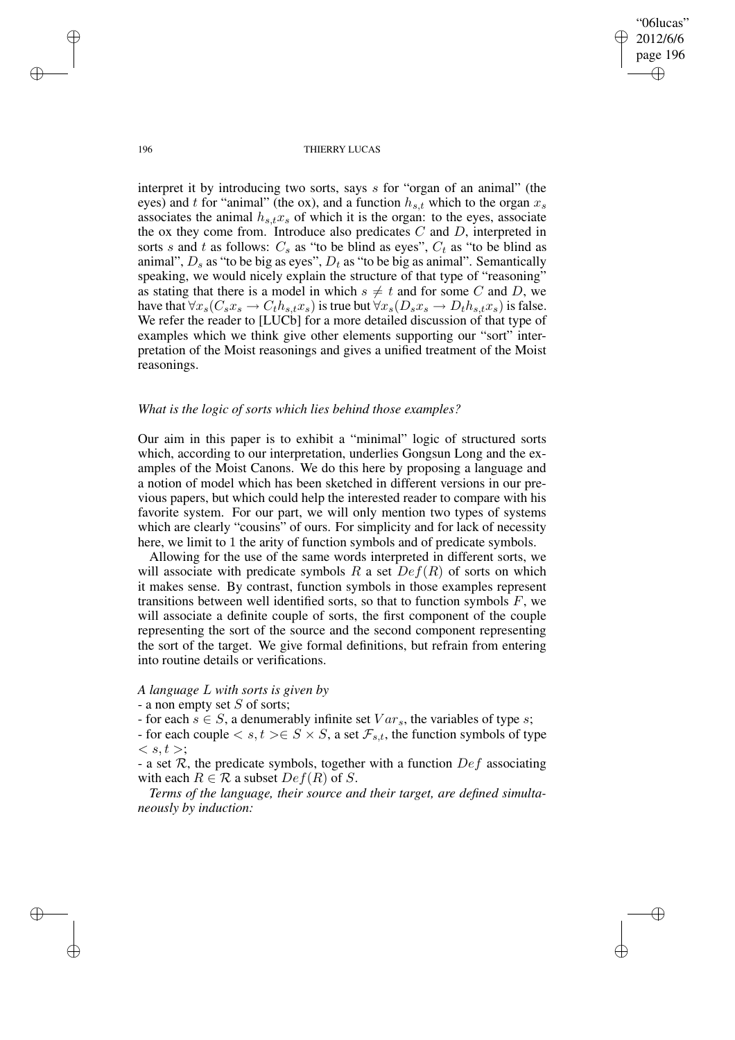interpret it by introducing two sorts, says $s$ for "organ of an animal" (the eyes) and $t$ for "animal" (the ox), and a function $h_{s,t}$ which to the organ $x_s$ associates the animal $h_{s,t}x_s$ of which it is the organ: to the eyes, associate the ox they come from. Introduce also predicates $C$ and $D$, interpreted in sorts $s$ and $t$ as follows: $C_s$ as "to be blind as eyes", $C_t$ as "to be blind as animal", $D_s$ as "to be big as eyes", $D_t$ as "to be big as animal". Semantically speaking, we would nicely explain the structure of that type of "reasoning" as stating that there is a model in which $s \neq t$ and for some $C$ and $D$, we have that $\forall x_s(C_s x_s \rightarrow C_t h_{s,t} x_s)$ is true but $\forall x_s(D_s x_s \rightarrow D_t h_{s,t} x_s)$ is false. We refer the reader to [LUCb] for a more detailed discussion of that type of examples which we think give other elements supporting our "sort" interpretation of the Moist reasonings and gives a unified treatment of the Moist reasonings.

*What is the logic of sorts which lies behind those examples?*

Our aim in this paper is to exhibit a "minimal" logic of structured sorts which, according to our interpretation, underlies Gongsun Long and the examples of the Moist Canons. We do this here by proposing a language and a notion of model which has been sketched in different versions in our previous papers, but which could help the interested reader to compare with his favorite system. For our part, we will only mention two types of systems which are clearly "cousins" of ours. For simplicity and for lack of necessity here, we limit to 1 the arity of function symbols and of predicate symbols.

Allowing for the use of the same words interpreted in different sorts, we will associate with predicate symbols $R$ a set $Def(R)$ of sorts on which it makes sense. By contrast, function symbols in those examples represent transitions between well identified sorts, so that to function symbols $F$, we will associate a definite couple of sorts, the first component of the couple representing the sort of the source and the second component representing the sort of the target. We give formal definitions, but refrain from entering into routine details or verifications.

*A language $L$ with sorts is given by*

- a non empty set $S$ of sorts;
- for each $s \in S$, a denumerably infinite set $Var_s$, the variables of type $s$;
- for each couple $< s, t > \in S \times S$, a set $\mathcal{F}_{s,t}$, the function symbols of type $< s, t >$;
- a set $\mathcal{R}$, the predicate symbols, together with a function $Def$ associating with each $R \in \mathcal{R}$ a subset $Def(R)$ of $S$.

*Terms of the language, their source and their target, are defined simultaneously by induction:*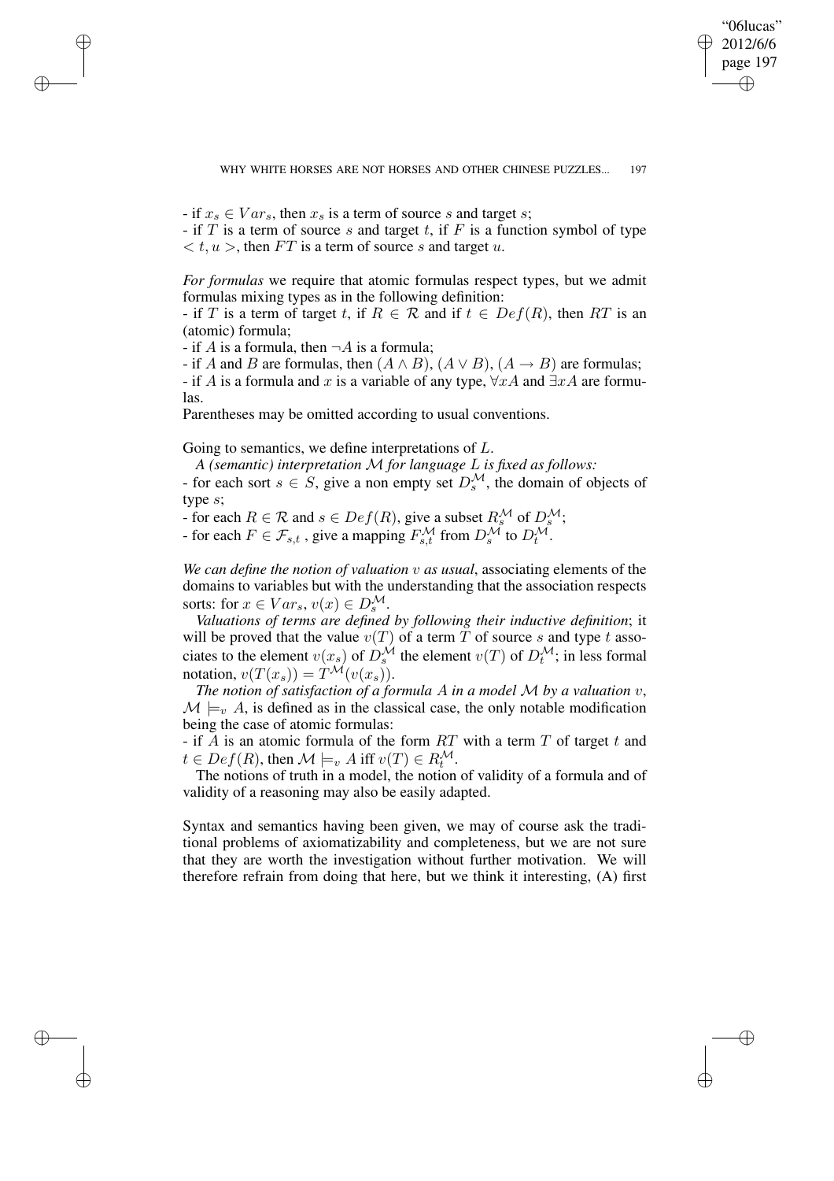- if $x_s \in Var_s$, then $x_s$ is a term of source $s$ and target $s$;
- if $T$ is a term of source $s$ and target $t$, if $F$ is a function symbol of type $< t, u >$, then $FT$ is a term of source $s$ and target $u$.

*For formulas* we require that atomic formulas respect types, but we admit formulas mixing types as in the following definition:
- if $T$ is a term of target $t$, if $R \in \mathcal{R}$ and if $t \in Def(R)$, then $RT$ is an (atomic) formula;
- if $A$ is a formula, then $\neg A$ is a formula;
- if $A$ and $B$ are formulas, then $(A \wedge B)$, $(A \vee B)$, $(A \rightarrow B)$ are formulas;
- if $A$ is a formula and $x$ is a variable of any type, $\forall x A$ and $\exists x A$ are formulas.

Parentheses may be omitted according to usual conventions.

Going to semantics, we define interpretations of $L$.

*A (semantic) interpretation $\mathcal{M}$ for language $L$ is fixed as follows:*
- for each sort $s \in S$, give a non empty set $D_s^{\mathcal{M}}$, the domain of objects of type $s$;
- for each $R \in \mathcal{R}$ and $s \in Def(R)$, give a subset $R_s^{\mathcal{M}}$ of $D_s^{\mathcal{M}}$;
- for each $F \in \mathcal{F}_{s,t}$ , give a mapping $F_{s,t}^{\mathcal{M}}$ from $D_s^{\mathcal{M}}$ to $D_t^{\mathcal{M}}$.

*We can define the notion of valuation $v$ as usual*, associating elements of the domains to variables but with the understanding that the association respects sorts: for $x \in Var_s$, $v(x) \in D_s^{\mathcal{M}}$.

*Valuations of terms are defined by following their inductive definition*; it will be proved that the value $v(T)$ of a term $T$ of source $s$ and type $t$ associates to the element $v(x_s)$ of $D_s^{\mathcal{M}}$ the element $v(T)$ of $D_t^{\mathcal{M}}$; in less formal notation, $v(T(x_s)) = T^{\mathcal{M}}(v(x_s))$.

*The notion of satisfaction of a formula $A$ in a model $\mathcal{M}$ by a valuation $v$*, $\mathcal{M} \models_v A$, is defined as in the classical case, the only notable modification being the case of atomic formulas:
- if $A$ is an atomic formula of the form $RT$ with a term $T$ of target $t$ and $t \in Def(R)$, then $\mathcal{M} \models_v A$ iff $v(T) \in R_t^{\mathcal{M}}$.

The notions of truth in a model, the notion of validity of a formula and of validity of a reasoning may also be easily adapted.

Syntax and semantics having been given, we may of course ask the traditional problems of axiomatizability and completeness, but we are not sure that they are worth the investigation without further motivation. We will therefore refrain from doing that here, but we think it interesting, (A) first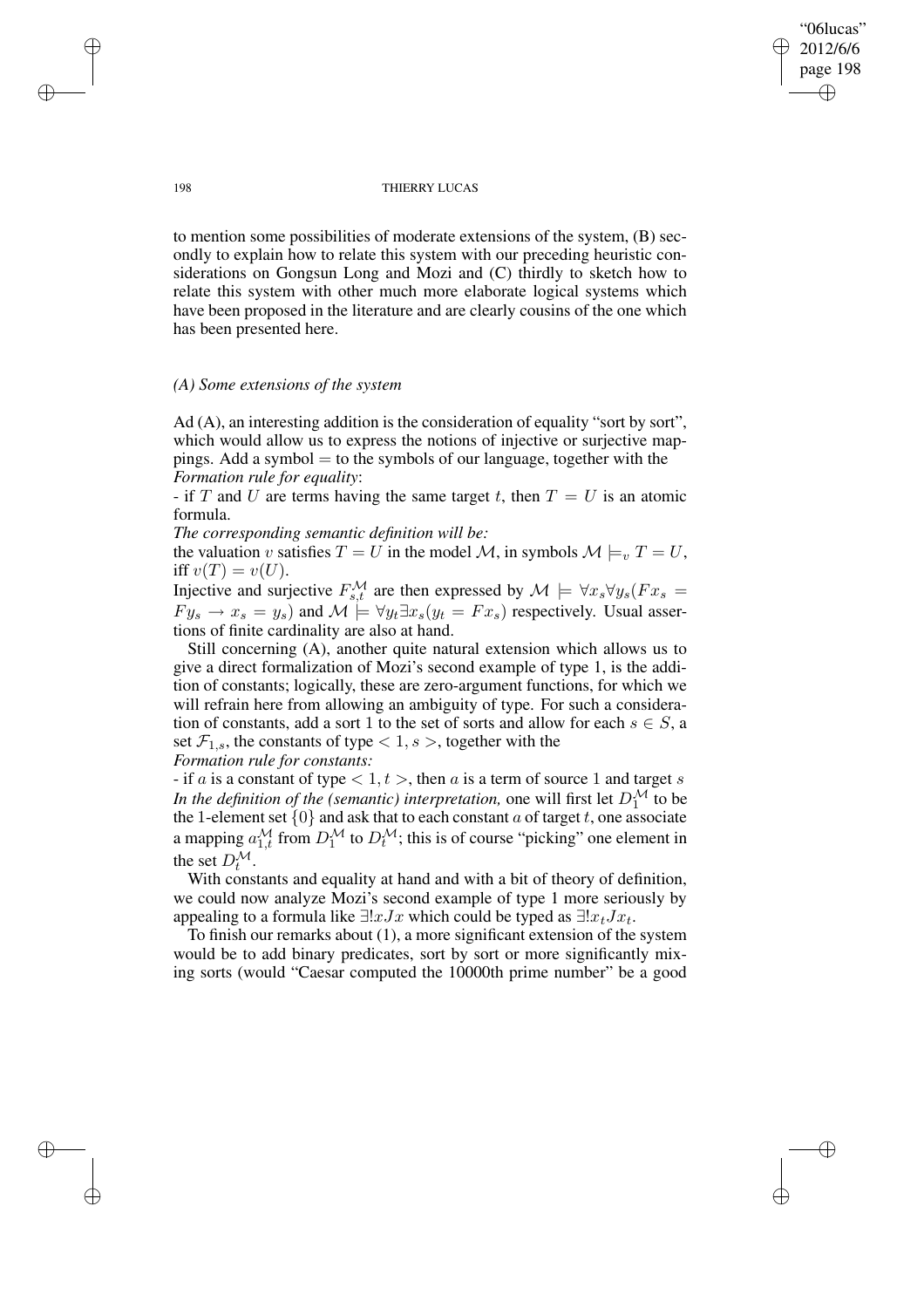to mention some possibilities of moderate extensions of the system, (B) secondly to explain how to relate this system with our preceding heuristic considerations on Gongsun Long and Mozi and (C) thirdly to sketch how to relate this system with other much more elaborate logical systems which have been proposed in the literature and are clearly cousins of the one which has been presented here.

### *(A) Some extensions of the system*

Ad (A), an interesting addition is the consideration of equality "sort by sort", which would allow us to express the notions of injective or surjective mappings. Add a symbol = to the symbols of our language, together with the *Formation rule for equality*:

- if $T$ and $U$ are terms having the same target $t$, then $T = U$ is an atomic formula.

*The corresponding semantic definition will be:*

the valuation $v$ satisfies $T = U$ in the model $\mathcal{M}$, in symbols $\mathcal{M} \models_v T = U$, iff $v(T) = v(U)$.

Injective and surjective $F_{s,t}^{\mathcal{M}}$ are then expressed by $\mathcal{M} \models \forall x_s \forall y_s (Fx_s = Fy_s \rightarrow x_s = y_s)$ and $\mathcal{M} \models \forall y_t \exists x_s (y_t = Fx_s)$ respectively. Usual assertions of finite cardinality are also at hand.

Still concerning (A), another quite natural extension which allows us to give a direct formalization of Mozi's second example of type 1, is the addition of constants; logically, these are zero-argument functions, for which we will refrain here from allowing an ambiguity of type. For such a consideration of constants, add a sort 1 to the set of sorts and allow for each $s \in S$, a set $\mathcal{F}_{1,s}$, the constants of type $< 1, s >$, together with the *Formation rule for constants:*

- if $a$ is a constant of type $< 1, t >$, then $a$ is a term of source 1 and target $s$

*In the definition of the (semantic) interpretation,* one will first let $D_1^{\mathcal{M}}$ to be the 1-element set $\{0\}$ and ask that to each constant $a$ of target $t$, one associate a mapping $a_{1,t}^{\mathcal{M}}$ from $D_1^{\mathcal{M}}$ to $D_t^{\mathcal{M}}$; this is of course "picking" one element in the set $D_t^{\mathcal{M}}$.

With constants and equality at hand and with a bit of theory of definition, we could now analyze Mozi's second example of type 1 more seriously by appealing to a formula like $\exists! x Jx$ which could be typed as $\exists! x_t Jx_t$.

To finish our remarks about (1), a more significant extension of the system would be to add binary predicates, sort by sort or more significantly mixing sorts (would "Caesar computed the 10000th prime number" be a good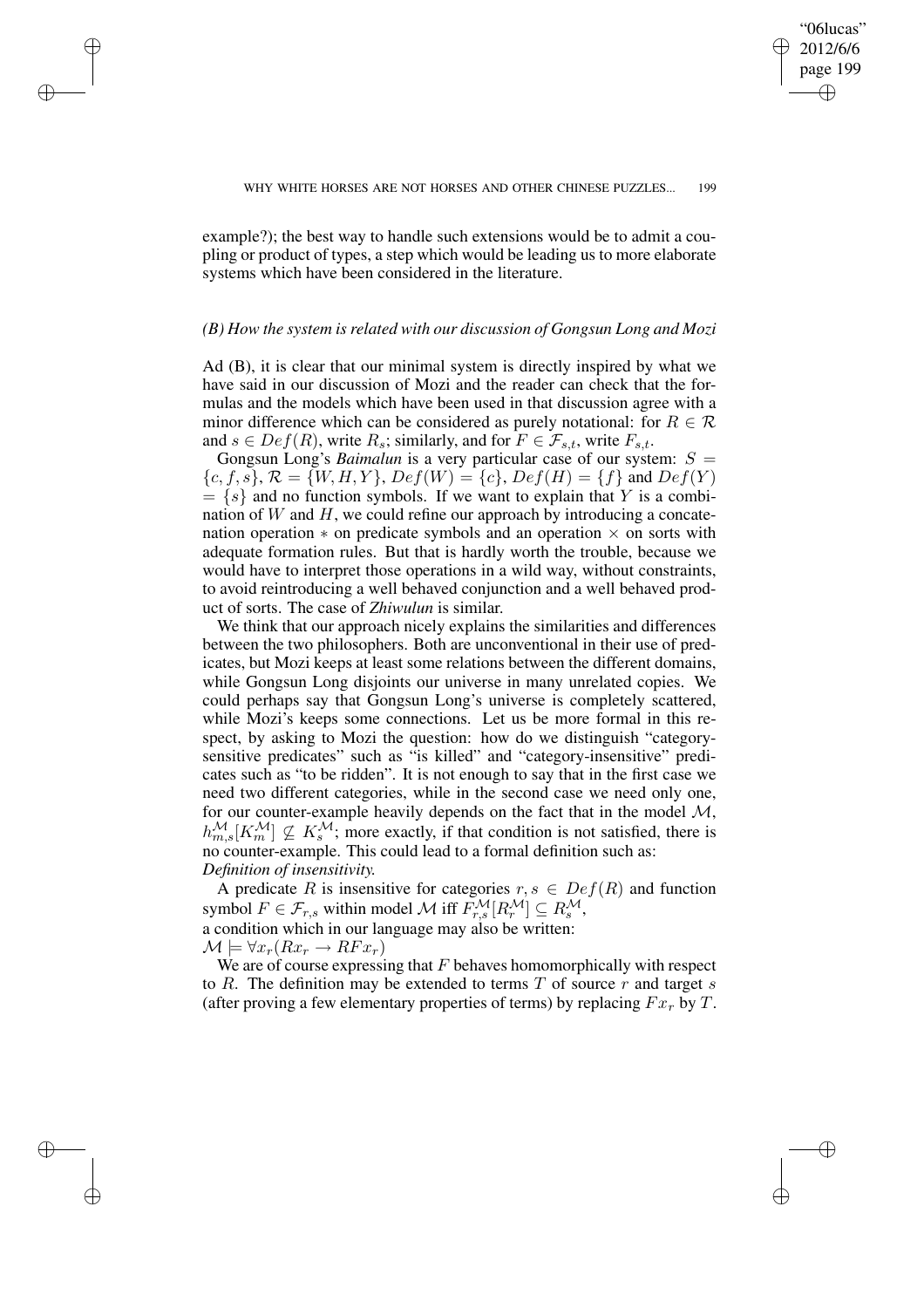example?); the best way to handle such extensions would be to admit a coupling or product of types, a step which would be leading us to more elaborate systems which have been considered in the literature.

### *(B) How the system is related with our discussion of Gongsun Long and Mozi*

Ad (B), it is clear that our minimal system is directly inspired by what we have said in our discussion of Mozi and the reader can check that the formulas and the models which have been used in that discussion agree with a minor difference which can be considered as purely notational: for $R \in \mathcal{R}$ and $s \in Def(R)$, write $R_s$; similarly, and for $F \in \mathcal{F}_{s,t}$, write $F_{s,t}$.

Gongsun Long's *Baimalun* is a very particular case of our system: $S = \{c, f, s\}$, $\mathcal{R} = \{W, H, Y\}$, $Def(W) = \{c\}$, $Def(H) = \{f\}$ and $Def(Y) = \{s\}$ and no function symbols. If we want to explain that $Y$ is a combination of $W$ and $H$, we could refine our approach by introducing a concatenation operation $*$ on predicate symbols and an operation $\times$ on sorts with adequate formation rules. But that is hardly worth the trouble, because we would have to interpret those operations in a wild way, without constraints, to avoid reintroducing a well behaved conjunction and a well behaved product of sorts. The case of *Zhiwulun* is similar.

We think that our approach nicely explains the similarities and differences between the two philosophers. Both are unconventional in their use of predicates, but Mozi keeps at least some relations between the different domains, while Gongsun Long disjoints our universe in many unrelated copies. We could perhaps say that Gongsun Long's universe is completely scattered, while Mozi's keeps some connections. Let us be more formal in this respect, by asking to Mozi the question: how do we distinguish "category-sensitive predicates" such as "is killed" and "category-insensitive" predicates such as "to be ridden". It is not enough to say that in the first case we need two different categories, while in the second case we need only one, for our counter-example heavily depends on the fact that in the model $\mathcal{M}$, $h^{\mathcal{M}}_{m,s}[K^{\mathcal{M}}_m] \not\subseteq K^{\mathcal{M}}_s$; more exactly, if that condition is not satisfied, there is no counter-example. This could lead to a formal definition such as:

*Definition of insensitivity.*

A predicate $R$ is insensitive for categories $r, s \in Def(R)$ and function symbol $F \in \mathcal{F}_{r,s}$ within model $\mathcal{M}$ iff $F^{\mathcal{M}}_{r,s}[R^{\mathcal{M}}_r] \subseteq R^{\mathcal{M}}_s$,

a condition which in our language may also be written:

$\mathcal{M} \models \forall x_r (Rx_r \rightarrow RFx_r)$

We are of course expressing that $F$ behaves homomorphically with respect to $R$. The definition may be extended to terms $T$ of source $r$ and target $s$ (after proving a few elementary properties of terms) by replacing $Fx_r$ by $T$.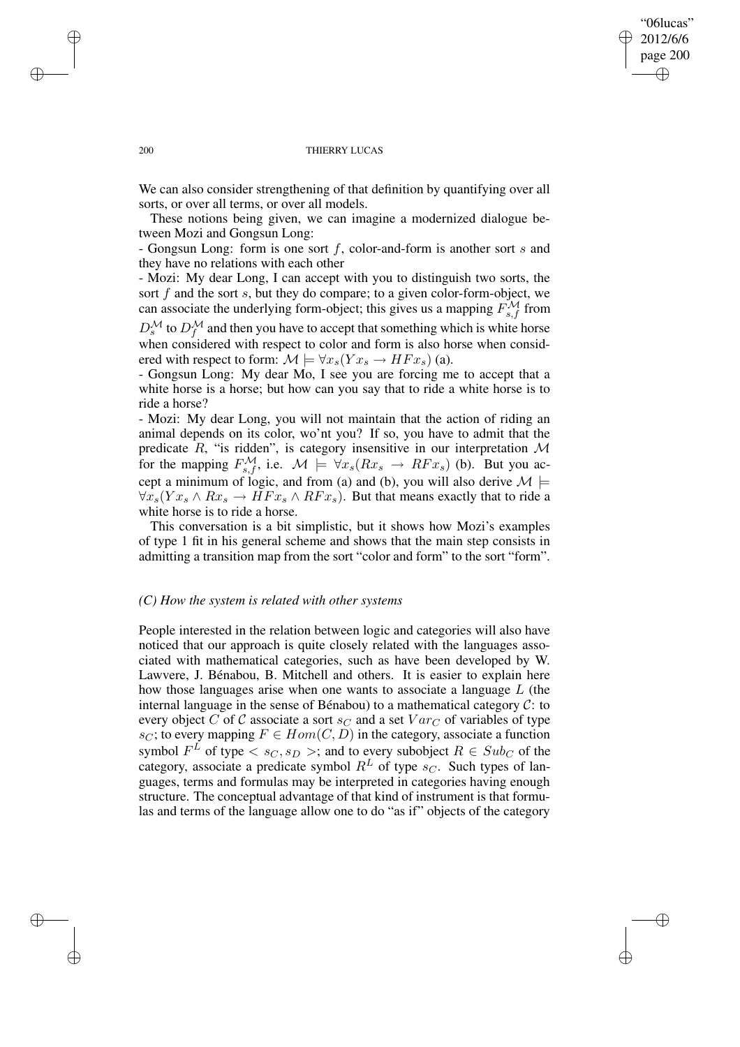We can also consider strengthening of that definition by quantifying over all sorts, or over all terms, or over all models.

These notions being given, we can imagine a modernized dialogue between Mozi and Gongsun Long:

- Gongsun Long: form is one sort $f$, color-and-form is another sort $s$ and they have no relations with each other

- Mozi: My dear Long, I can accept with you to distinguish two sorts, the sort $f$ and the sort $s$, but they do compare; to a given color-form-object, we can associate the underlying form-object; this gives us a mapping $F_{s,f}^{\mathcal{M}}$ from $D_s^{\mathcal{M}}$ to $D_f^{\mathcal{M}}$ and then you have to accept that something which is white horse when considered with respect to color and form is also horse when considered with respect to form: $\mathcal{M} \models \forall x_s(Yx_s \rightarrow HFx_s)$ (a).

- Gongsun Long: My dear Mo, I see you are forcing me to accept that a white horse is a horse; but how can you say that to ride a white horse is to ride a horse?

- Mozi: My dear Long, you will not maintain that the action of riding an animal depends on its color, wo'nt you? If so, you have to admit that the predicate $R$, "is ridden", is category insensitive in our interpretation $\mathcal{M}$ for the mapping $F_{s,f}^{\mathcal{M}}$, i.e. $\mathcal{M} \models \forall x_s(Rx_s \rightarrow RFx_s)$ (b). But you accept a minimum of logic, and from (a) and (b), you will also derive $\mathcal{M} \models \forall x_s(Yx_s \wedge Rx_s \rightarrow HFx_s \wedge RFx_s)$. But that means exactly that to ride a white horse is to ride a horse.

This conversation is a bit simplistic, but it shows how Mozi's examples of type 1 fit in his general scheme and shows that the main step consists in admitting a transition map from the sort "color and form" to the sort "form".

### *(C) How the system is related with other systems*

People interested in the relation between logic and categories will also have noticed that our approach is quite closely related with the languages associated with mathematical categories, such as have been developed by W. Lawvere, J. Bénabou, B. Mitchell and others. It is easier to explain here how those languages arise when one wants to associate a language $L$ (the internal language in the sense of Bénabou) to a mathematical category $\mathcal{C}$: to every object $C$ of $\mathcal{C}$ associate a sort $s_C$ and a set $Var_C$ of variables of type $s_C$; to every mapping $F \in Hom(C, D)$ in the category, associate a function symbol $F^L$ of type $< s_C, s_D >$; and to every subobject $R \in Sub_C$ of the category, associate a predicate symbol $R^L$ of type $s_C$. Such types of languages, terms and formulas may be interpreted in categories having enough structure. The conceptual advantage of that kind of instrument is that formulas and terms of the language allow one to do "as if" objects of the category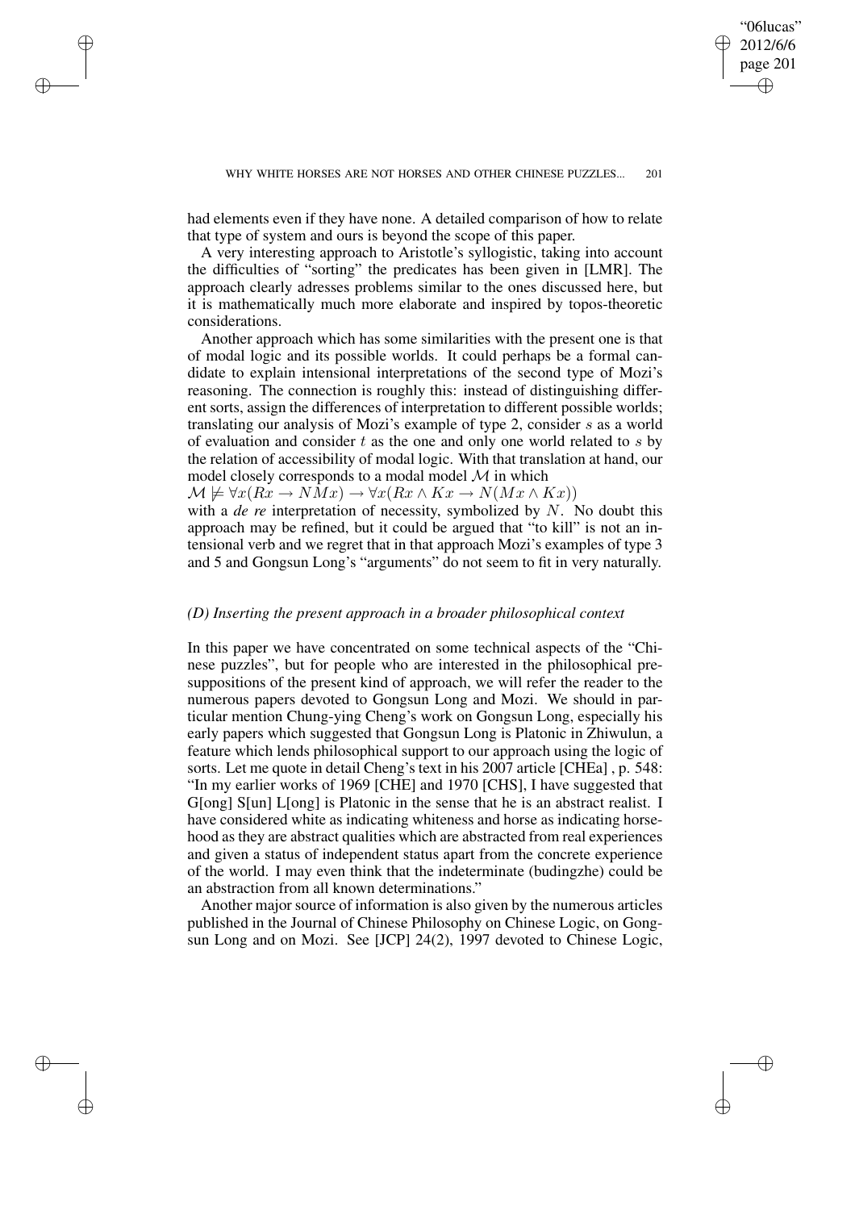had elements even if they have none. A detailed comparison of how to relate that type of system and ours is beyond the scope of this paper.

A very interesting approach to Aristotle's syllogistic, taking into account the difficulties of "sorting" the predicates has been given in [LMR]. The approach clearly adresses problems similar to the ones discussed here, but it is mathematically much more elaborate and inspired by topos-theoretic considerations.

Another approach which has some similarities with the present one is that of modal logic and its possible worlds. It could perhaps be a formal candidate to explain intensional interpretations of the second type of Mozi's reasoning. The connection is roughly this: instead of distinguishing different sorts, assign the differences of interpretation to different possible worlds; translating our analysis of Mozi's example of type 2, consider $s$ as a world of evaluation and consider $t$ as the one and only one world related to $s$ by the relation of accessibility of modal logic. With that translation at hand, our model closely corresponds to a modal model $\mathcal{M}$ in which
$\mathcal{M} \not\models \forall x(Rx \rightarrow NMx) \rightarrow \forall x(Rx \wedge Kx \rightarrow N(Mx \wedge Kx))$
with a *de re* interpretation of necessity, symbolized by $N$. No doubt this approach may be refined, but it could be argued that "to kill" is not an intensional verb and we regret that in that approach Mozi's examples of type 3 and 5 and Gongsun Long's "arguments" do not seem to fit in very naturally.

### *(D) Inserting the present approach in a broader philosophical context*

In this paper we have concentrated on some technical aspects of the "Chinese puzzles", but for people who are interested in the philosophical presuppositions of the present kind of approach, we will refer the reader to the numerous papers devoted to Gongsun Long and Mozi. We should in particular mention Chung-ying Cheng's work on Gongsun Long, especially his early papers which suggested that Gongsun Long is Platonic in Zhiwulun, a feature which lends philosophical support to our approach using the logic of sorts. Let me quote in detail Cheng's text in his 2007 article [CHEa] , p. 548: "In my earlier works of 1969 [CHE] and 1970 [CHS], I have suggested that G[ong] S[un] L[ong] is Platonic in the sense that he is an abstract realist. I have considered white as indicating whiteness and horse as indicating horsehood as they are abstract qualities which are abstracted from real experiences and given a status of independent status apart from the concrete experience of the world. I may even think that the indeterminate (budingzhe) could be an abstraction from all known determinations."

Another major source of information is also given by the numerous articles published in the Journal of Chinese Philosophy on Chinese Logic, on Gongsun Long and on Mozi. See [JCP] 24(2), 1997 devoted to Chinese Logic,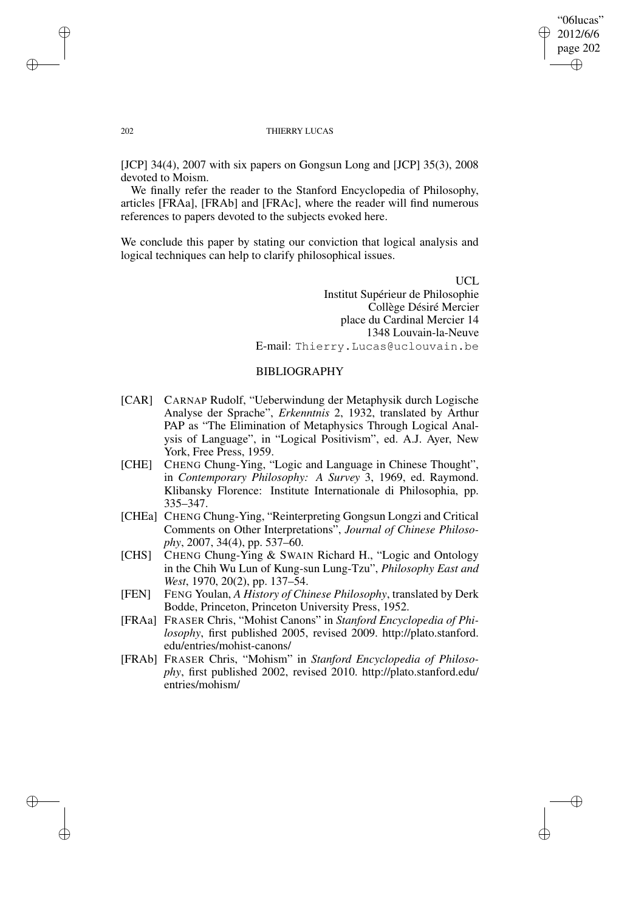[JCP] 34(4), 2007 with six papers on Gongsun Long and [JCP] 35(3), 2008 devoted to Moism.

We finally refer the reader to the Stanford Encyclopedia of Philosophy, articles [FRAa], [FRAb] and [FRAc], where the reader will find numerous references to papers devoted to the subjects evoked here.

We conclude this paper by stating our conviction that logical analysis and logical techniques can help to clarify philosophical issues.

UCL
Institut Supérieur de Philosophie
Collège Désiré Mercier
place du Cardinal Mercier 14
1348 Louvain-la-Neuve
E-mail: Thierry.Lucas@uclouvain.be

## BIBLIOGRAPHY

- [CAR] CARNAP Rudolf, "Ueberwindung der Metaphysik durch Logische Analyse der Sprache", *Erkenntnis* 2, 1932, translated by Arthur PAP as "The Elimination of Metaphysics Through Logical Analysis of Language", in "Logical Positivism", ed. A.J. Ayer, New York, Free Press, 1959.
- [CHE] CHENG Chung-Ying, "Logic and Language in Chinese Thought", in *Contemporary Philosophy: A Survey* 3, 1969, ed. Raymond. Klibansky Florence: Institute Internationale di Philosophia, pp. 335–347.
- [CHEa] CHENG Chung-Ying, "Reinterpreting Gongsun Longzi and Critical Comments on Other Interpretations", *Journal of Chinese Philosophy*, 2007, 34(4), pp. 537–60.
- [CHS] CHENG Chung-Ying & SWAIN Richard H., "Logic and Ontology in the Chih Wu Lun of Kung-sun Lung-Tzu", *Philosophy East and West*, 1970, 20(2), pp. 137–54.
- [FEN] FENG Youlan, *A History of Chinese Philosophy*, translated by Derk Bodde, Princeton, Princeton University Press, 1952.
- [FRAa] FRASER Chris, "Mohist Canons" in *Stanford Encyclopedia of Philosophy*, first published 2005, revised 2009. http://plato.stanford.edu/entries/mohist-canons/
- [FRAb] FRASER Chris, "Mohism" in *Stanford Encyclopedia of Philosophy*, first published 2002, revised 2010. http://plato.stanford.edu/entries/mohism/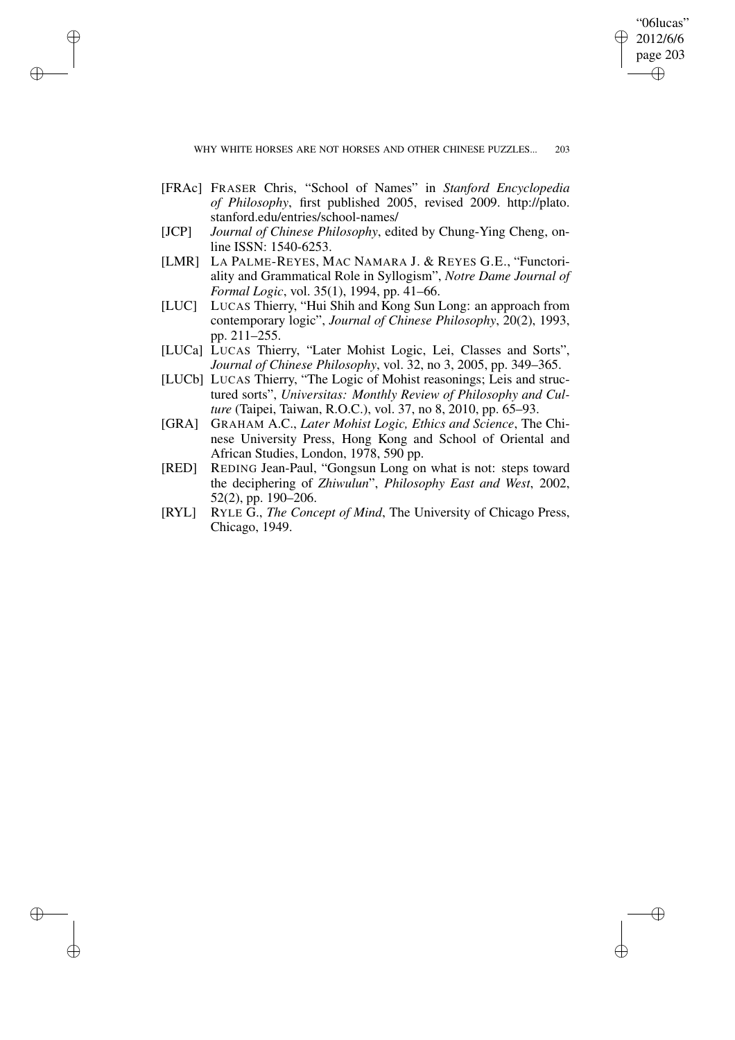- [FRAc] FRASER Chris, "School of Names" in *Stanford Encyclopedia of Philosophy*, first published 2005, revised 2009. http://plato.stanford.edu/entries/school-names/
- [JCP] *Journal of Chinese Philosophy*, edited by Chung-Ying Cheng, online ISSN: 1540-6253.
- [LMR] LA PALME-REYES, MAC NAMARA J. & REYES G.E., "Functoriality and Grammatical Role in Syllogism", *Notre Dame Journal of Formal Logic*, vol. 35(1), 1994, pp. 41–66.
- [LUC] LUCAS Thierry, "Hui Shih and Kong Sun Long: an approach from contemporary logic", *Journal of Chinese Philosophy*, 20(2), 1993, pp. 211–255.
- [LUCa] LUCAS Thierry, "Later Mohist Logic, Lei, Classes and Sorts", *Journal of Chinese Philosophy*, vol. 32, no 3, 2005, pp. 349–365.
- [LUCb] LUCAS Thierry, "The Logic of Mohist reasonings; Leis and structured sorts", *Universitas: Monthly Review of Philosophy and Culture* (Taipei, Taiwan, R.O.C.), vol. 37, no 8, 2010, pp. 65–93.
- [GRA] GRAHAM A.C., *Later Mohist Logic, Ethics and Science*, The Chinese University Press, Hong Kong and School of Oriental and African Studies, London, 1978, 590 pp.
- [RED] REDING Jean-Paul, "Gongsun Long on what is not: steps toward the deciphering of *Zhiwulun*", *Philosophy East and West*, 2002, 52(2), pp. 190–206.
- [RYL] RYLE G., *The Concept of Mind*, The University of Chicago Press, Chicago, 1949.